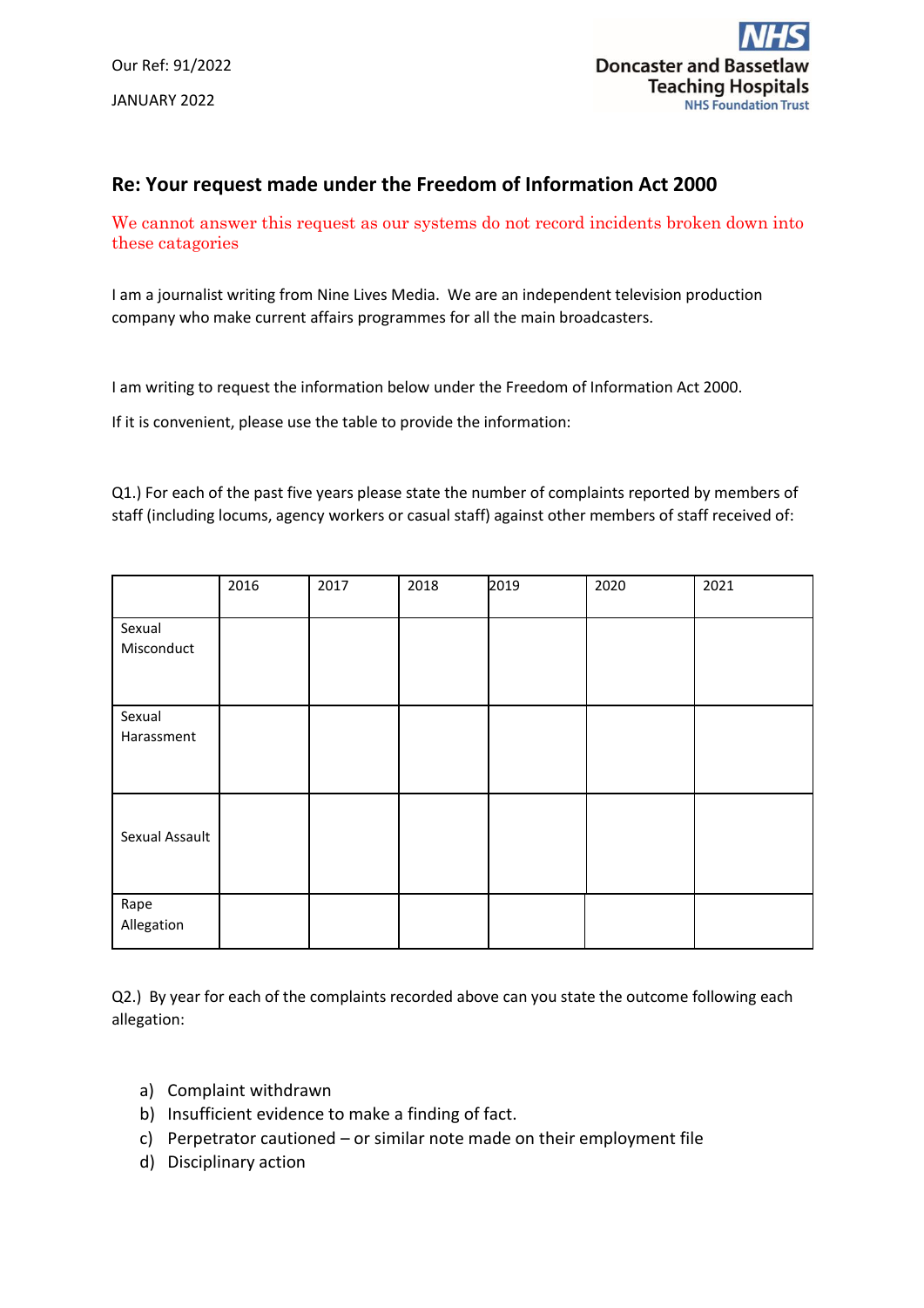Our Ref: 91/2022

JANUARY 2022

Doncaster and Bassetlaw Teaching Hospitals
NHS Foundation Trust

## Re: Your request made under the Freedom of Information Act 2000

We cannot answer this request as our systems do not record incidents broken down into these catagories

I am a journalist writing from Nine Lives Media. We are an independent television production company who make current affairs programmes for all the main broadcasters.

I am writing to request the information below under the Freedom of Information Act 2000.

If it is convenient, please use the table to provide the information:

Q1.) For each of the past five years please state the number of complaints reported by members of staff (including locums, agency workers or casual staff) against other members of staff received of:

| | 2016 | 2017 | 2018 | 2019 | 2020 | 2021 |
|---|---|---|---|---|---|---|
| Sexual Misconduct | | | | | | |
| Sexual Harassment | | | | | | |
| Sexual Assault | | | | | | |
| Rape Allegation | | | | | | |

Q2.) By year for each of the complaints recorded above can you state the outcome following each allegation:

a) Complaint withdrawn
b) Insufficient evidence to make a finding of fact.
c) Perpetrator cautioned – or similar note made on their employment file
d) Disciplinary action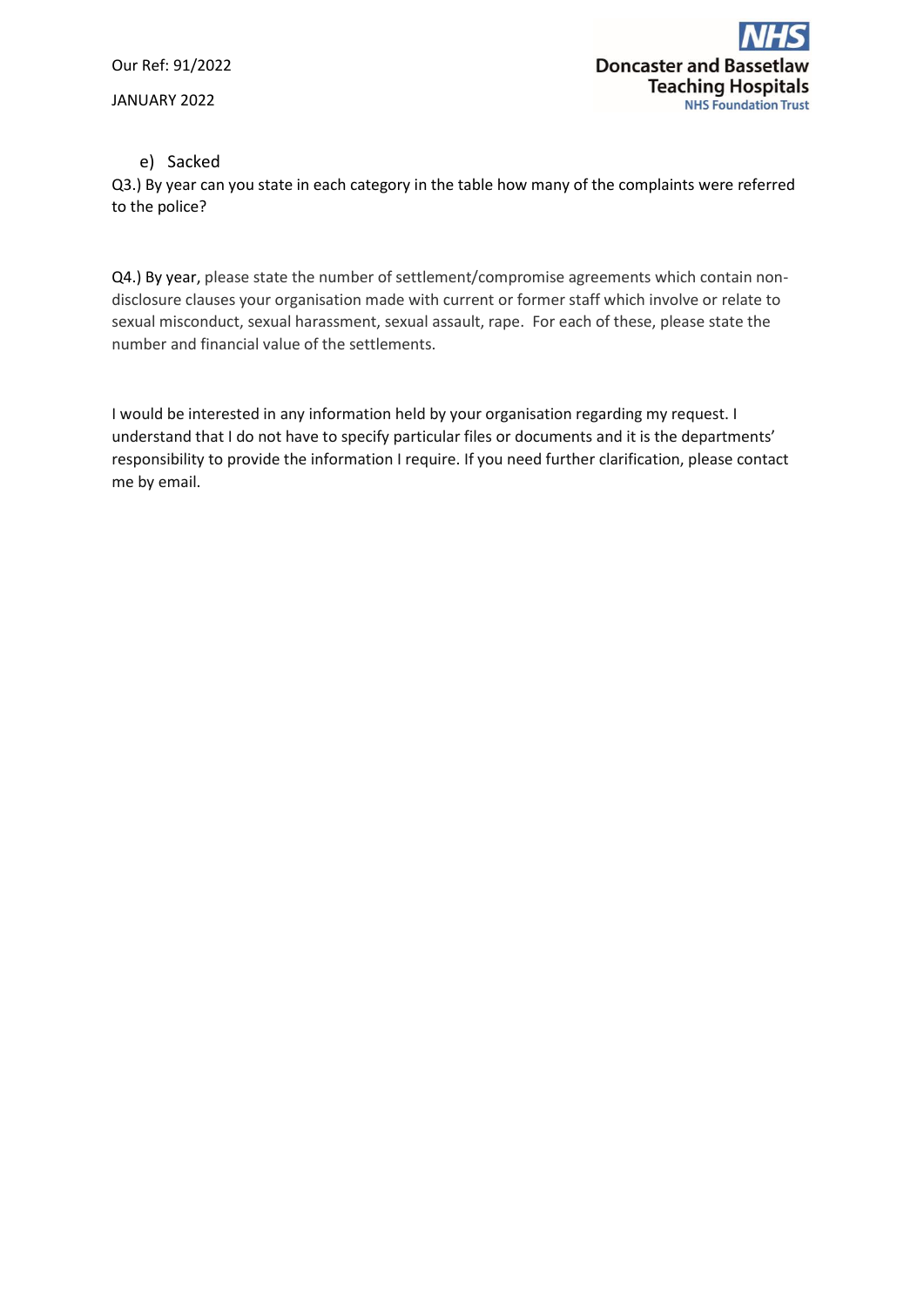e) Sacked

Q3.) By year can you state in each category in the table how many of the complaints were referred to the police?

Q4.) By year, please state the number of settlement/compromise agreements which contain non-disclosure clauses your organisation made with current or former staff which involve or relate to sexual misconduct, sexual harassment, sexual assault, rape. For each of these, please state the number and financial value of the settlements.

I would be interested in any information held by your organisation regarding my request. I understand that I do not have to specify particular files or documents and it is the departments' responsibility to provide the information I require. If you need further clarification, please contact me by email.